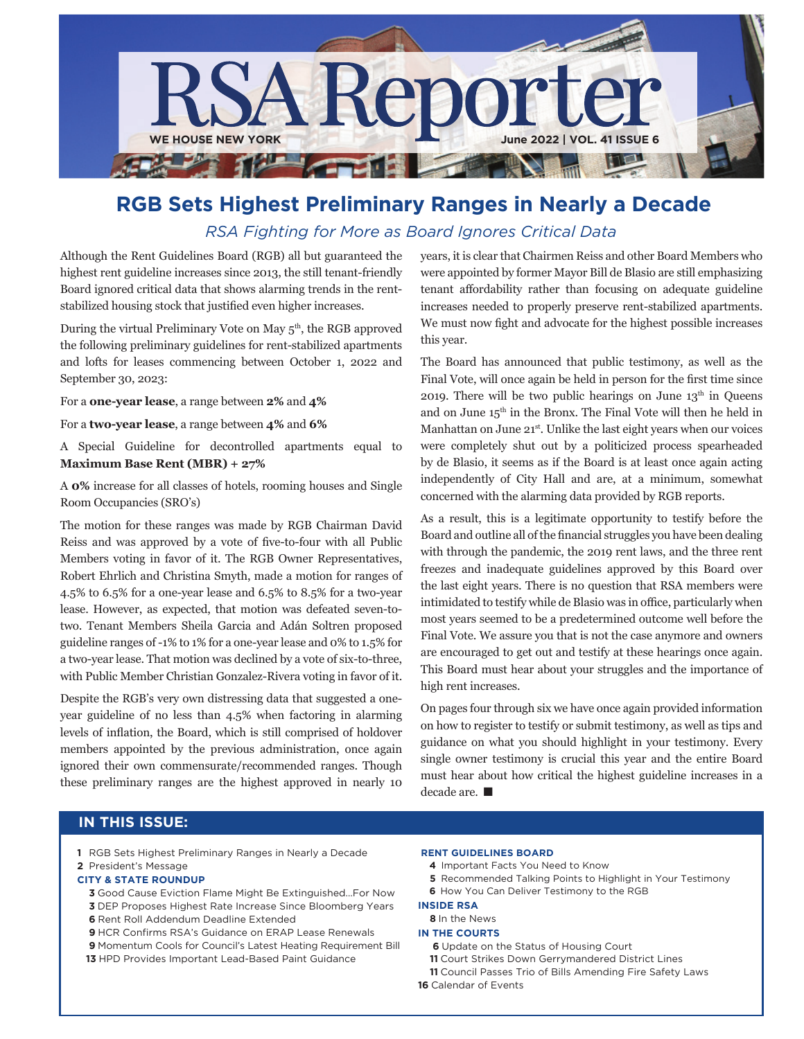# RSA Reporter

WE HOUSE NEW YORK

June 2022 | VOL. 41 ISSUE 6

## RGB Sets Highest Preliminary Ranges in Nearly a Decade

*RSA Fighting for More as Board Ignores Critical Data*

Although the Rent Guidelines Board (RGB) all but guaranteed the highest rent guideline increases since 2013, the still tenant-friendly Board ignored critical data that shows alarming trends in the rent-stabilized housing stock that justified even higher increases.

During the virtual Preliminary Vote on May 5th, the RGB approved the following preliminary guidelines for rent-stabilized apartments and lofts for leases commencing between October 1, 2022 and September 30, 2023:

For a **one-year lease**, a range between **2%** and **4%**

For a **two-year lease**, a range between **4%** and **6%**

A Special Guideline for decontrolled apartments equal to **Maximum Base Rent (MBR) + 27%**

A **0%** increase for all classes of hotels, rooming houses and Single Room Occupancies (SRO's)

The motion for these ranges was made by RGB Chairman David Reiss and was approved by a vote of five-to-four with all Public Members voting in favor of it. The RGB Owner Representatives, Robert Ehrlich and Christina Smyth, made a motion for ranges of 4.5% to 6.5% for a one-year lease and 6.5% to 8.5% for a two-year lease. However, as expected, that motion was defeated seven-to-two. Tenant Members Sheila Garcia and Adán Soltren proposed guideline ranges of -1% to 1% for a one-year lease and 0% to 1.5% for a two-year lease. That motion was declined by a vote of six-to-three, with Public Member Christian Gonzalez-Rivera voting in favor of it.

Despite the RGB's very own distressing data that suggested a one-year guideline of no less than 4.5% when factoring in alarming levels of inflation, the Board, which is still comprised of holdover members appointed by the previous administration, once again ignored their own commensurate/recommended ranges. Though these preliminary ranges are the highest approved in nearly 10 years, it is clear that Chairmen Reiss and other Board Members who were appointed by former Mayor Bill de Blasio are still emphasizing tenant affordability rather than focusing on adequate guideline increases needed to properly preserve rent-stabilized apartments. We must now fight and advocate for the highest possible increases this year.

The Board has announced that public testimony, as well as the Final Vote, will once again be held in person for the first time since 2019. There will be two public hearings on June 13th in Queens and on June 15th in the Bronx. The Final Vote will then he held in Manhattan on June 21st. Unlike the last eight years when our voices were completely shut out by a politicized process spearheaded by de Blasio, it seems as if the Board is at least once again acting independently of City Hall and are, at a minimum, somewhat concerned with the alarming data provided by RGB reports.

As a result, this is a legitimate opportunity to testify before the Board and outline all of the financial struggles you have been dealing with through the pandemic, the 2019 rent laws, and the three rent freezes and inadequate guidelines approved by this Board over the last eight years. There is no question that RSA members were intimidated to testify while de Blasio was in office, particularly when most years seemed to be a predetermined outcome well before the Final Vote. We assure you that is not the case anymore and owners are encouraged to get out and testify at these hearings once again. This Board must hear about your struggles and the importance of high rent increases.

On pages four through six we have once again provided information on how to register to testify or submit testimony, as well as tips and guidance on what you should highlight in your testimony. Every single owner testimony is crucial this year and the entire Board must hear about how critical the highest guideline increases in a decade are. ■

### IN THIS ISSUE:

- **1** RGB Sets Highest Preliminary Ranges in Nearly a Decade
- **2** President's Message

**CITY & STATE ROUNDUP**

- **3** Good Cause Eviction Flame Might Be Extinguished...For Now
- **3** DEP Proposes Highest Rate Increase Since Bloomberg Years
- **6** Rent Roll Addendum Deadline Extended
- **9** HCR Confirms RSA's Guidance on ERAP Lease Renewals
- **9** Momentum Cools for Council's Latest Heating Requirement Bill
- **13** HPD Provides Important Lead-Based Paint Guidance

**RENT GUIDELINES BOARD**

- **4** Important Facts You Need to Know
- **5** Recommended Talking Points to Highlight in Your Testimony
- **6** How You Can Deliver Testimony to the RGB

**INSIDE RSA**

- **8** In the News

**IN THE COURTS**

- **6** Update on the Status of Housing Court
- **11** Court Strikes Down Gerrymandered District Lines
- **11** Council Passes Trio of Bills Amending Fire Safety Laws

**16** Calendar of Events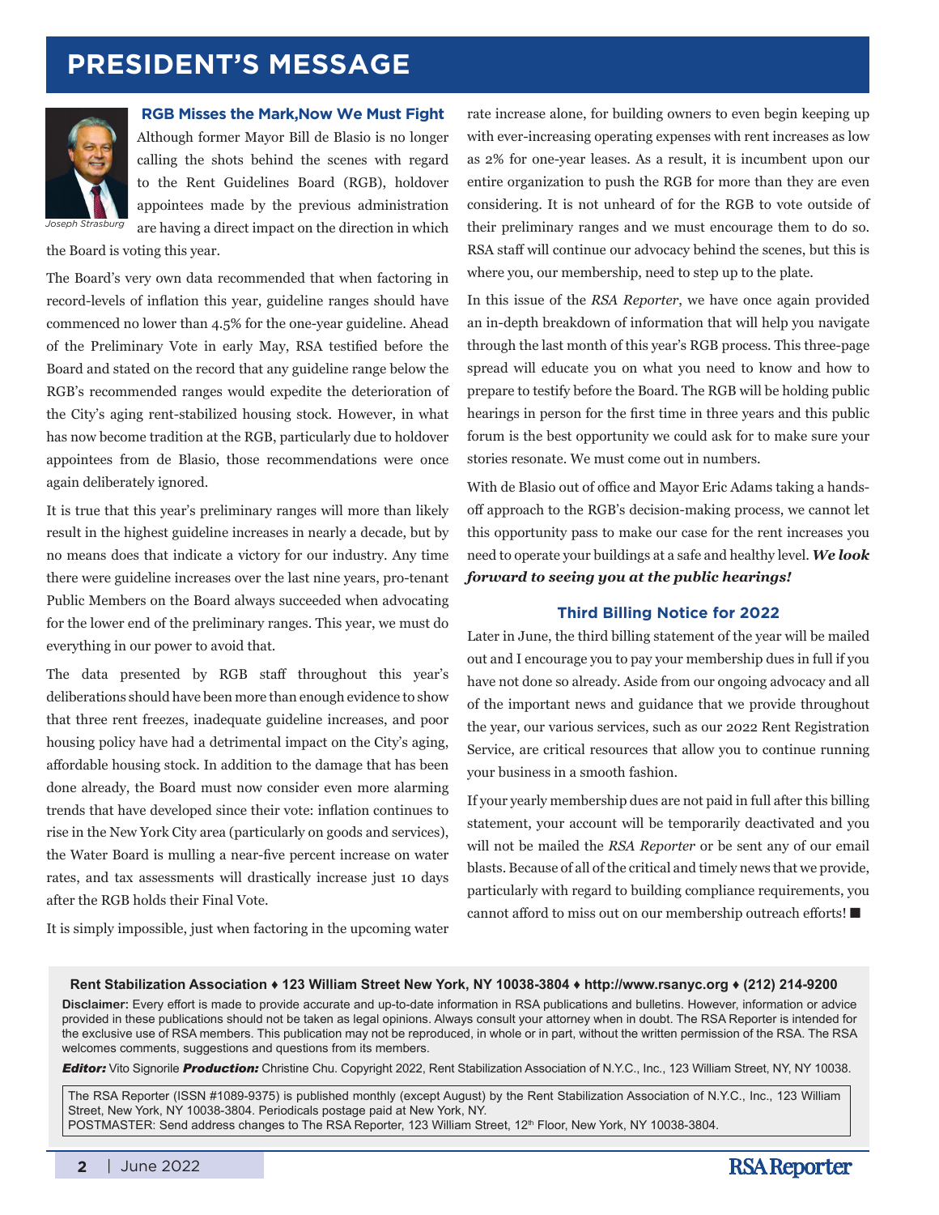# PRESIDENT'S MESSAGE

### RGB Misses the Mark,Now We Must Fight

Joseph Strasburg

Although former Mayor Bill de Blasio is no longer calling the shots behind the scenes with regard to the Rent Guidelines Board (RGB), holdover appointees made by the previous administration are having a direct impact on the direction in which the Board is voting this year.

The Board's very own data recommended that when factoring in record-levels of inflation this year, guideline ranges should have commenced no lower than 4.5% for the one-year guideline. Ahead of the Preliminary Vote in early May, RSA testified before the Board and stated on the record that any guideline range below the RGB's recommended ranges would expedite the deterioration of the City's aging rent-stabilized housing stock. However, in what has now become tradition at the RGB, particularly due to holdover appointees from de Blasio, those recommendations were once again deliberately ignored.

It is true that this year's preliminary ranges will more than likely result in the highest guideline increases in nearly a decade, but by no means does that indicate a victory for our industry. Any time there were guideline increases over the last nine years, pro-tenant Public Members on the Board always succeeded when advocating for the lower end of the preliminary ranges. This year, we must do everything in our power to avoid that.

The data presented by RGB staff throughout this year's deliberations should have been more than enough evidence to show that three rent freezes, inadequate guideline increases, and poor housing policy have had a detrimental impact on the City's aging, affordable housing stock. In addition to the damage that has been done already, the Board must now consider even more alarming trends that have developed since their vote: inflation continues to rise in the New York City area (particularly on goods and services), the Water Board is mulling a near-five percent increase on water rates, and tax assessments will drastically increase just 10 days after the RGB holds their Final Vote.

It is simply impossible, just when factoring in the upcoming water rate increase alone, for building owners to even begin keeping up with ever-increasing operating expenses with rent increases as low as 2% for one-year leases. As a result, it is incumbent upon our entire organization to push the RGB for more than they are even considering. It is not unheard of for the RGB to vote outside of their preliminary ranges and we must encourage them to do so. RSA staff will continue our advocacy behind the scenes, but this is where you, our membership, need to step up to the plate.

In this issue of the *RSA Reporter*, we have once again provided an in-depth breakdown of information that will help you navigate through the last month of this year's RGB process. This three-page spread will educate you on what you need to know and how to prepare to testify before the Board. The RGB will be holding public hearings in person for the first time in three years and this public forum is the best opportunity we could ask for to make sure your stories resonate. We must come out in numbers.

With de Blasio out of office and Mayor Eric Adams taking a hands-off approach to the RGB's decision-making process, we cannot let this opportunity pass to make our case for the rent increases you need to operate your buildings at a safe and healthy level. ***We look forward to seeing you at the public hearings!***

### Third Billing Notice for 2022

Later in June, the third billing statement of the year will be mailed out and I encourage you to pay your membership dues in full if you have not done so already. Aside from our ongoing advocacy and all of the important news and guidance that we provide throughout the year, our various services, such as our 2022 Rent Registration Service, are critical resources that allow you to continue running your business in a smooth fashion.

If your yearly membership dues are not paid in full after this billing statement, your account will be temporarily deactivated and you will not be mailed the *RSA Reporter* or be sent any of our email blasts. Because of all of the critical and timely news that we provide, particularly with regard to building compliance requirements, you cannot afford to miss out on our membership outreach efforts! ■

---

**Rent Stabilization Association ♦ 123 William Street New York, NY 10038-3804 ♦ http://www.rsanyc.org ♦ (212) 214-9200**

**Disclaimer:** Every effort is made to provide accurate and up-to-date information in RSA publications and bulletins. However, information or advice provided in these publications should not be taken as legal opinions. Always consult your attorney when in doubt. The RSA Reporter is intended for the exclusive use of RSA members. This publication may not be reproduced, in whole or in part, without the written permission of the RSA. The RSA welcomes comments, suggestions and questions from its members.

***Editor:*** Vito Signorile ***Production:*** Christine Chu. Copyright 2022, Rent Stabilization Association of N.Y.C., Inc., 123 William Street, NY, NY 10038.

The RSA Reporter (ISSN #1089-9375) is published monthly (except August) by the Rent Stabilization Association of N.Y.C., Inc., 123 William Street, New York, NY 10038-3804. Periodicals postage paid at New York, NY.
POSTMASTER: Send address changes to The RSA Reporter, 123 William Street, 12th Floor, New York, NY 10038-3804.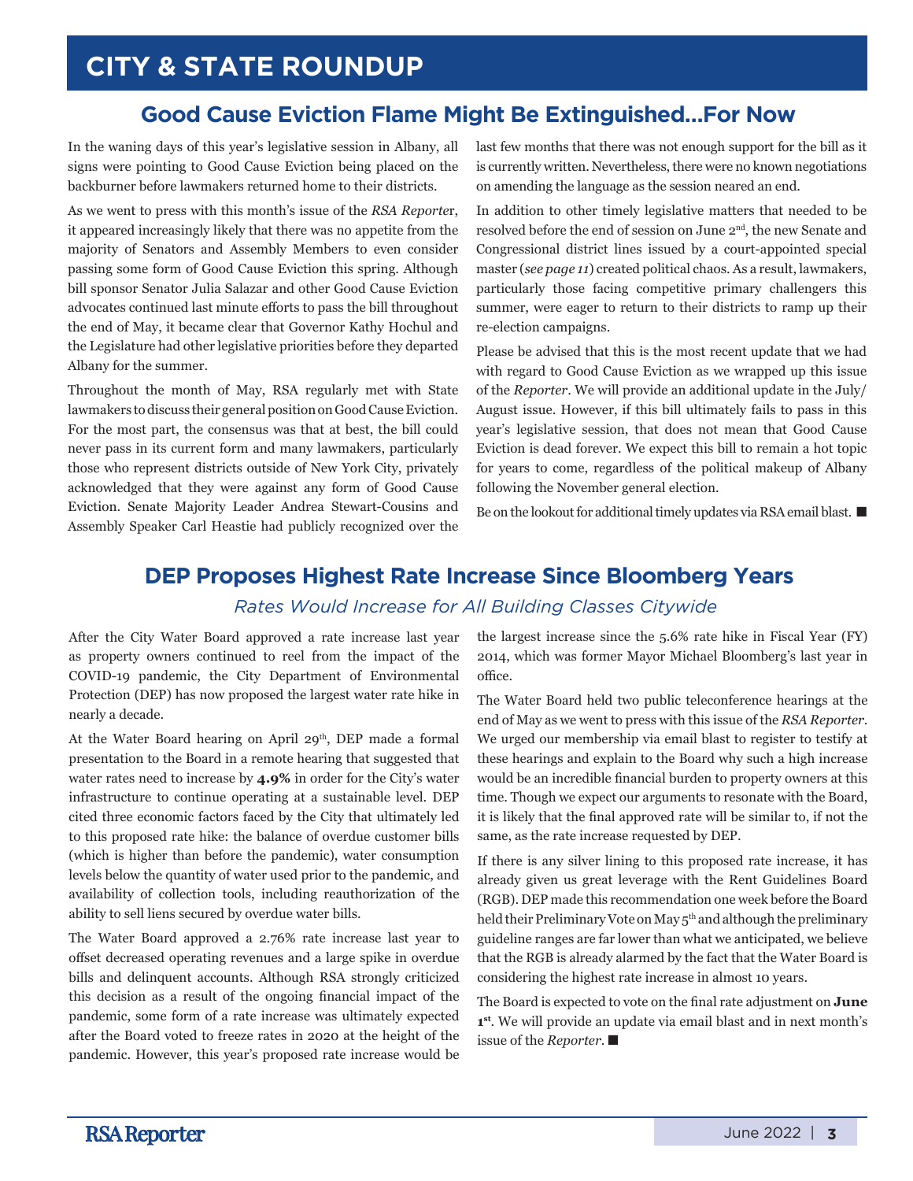# CITY & STATE ROUNDUP

## Good Cause Eviction Flame Might Be Extinguished…For Now

In the waning days of this year's legislative session in Albany, all signs were pointing to Good Cause Eviction being placed on the backburner before lawmakers returned home to their districts.

As we went to press with this month's issue of the *RSA Reporte*r, it appeared increasingly likely that there was no appetite from the majority of Senators and Assembly Members to even consider passing some form of Good Cause Eviction this spring. Although bill sponsor Senator Julia Salazar and other Good Cause Eviction advocates continued last minute efforts to pass the bill throughout the end of May, it became clear that Governor Kathy Hochul and the Legislature had other legislative priorities before they departed Albany for the summer.

Throughout the month of May, RSA regularly met with State lawmakers to discuss their general position on Good Cause Eviction. For the most part, the consensus was that at best, the bill could never pass in its current form and many lawmakers, particularly those who represent districts outside of New York City, privately acknowledged that they were against any form of Good Cause Eviction. Senate Majority Leader Andrea Stewart-Cousins and Assembly Speaker Carl Heastie had publicly recognized over the last few months that there was not enough support for the bill as it is currently written. Nevertheless, there were no known negotiations on amending the language as the session neared an end.

In addition to other timely legislative matters that needed to be resolved before the end of session on June 2nd, the new Senate and Congressional district lines issued by a court-appointed special master (*see page 11*) created political chaos. As a result, lawmakers, particularly those facing competitive primary challengers this summer, were eager to return to their districts to ramp up their re-election campaigns.

Please be advised that this is the most recent update that we had with regard to Good Cause Eviction as we wrapped up this issue of the *Reporter*. We will provide an additional update in the July/August issue. However, if this bill ultimately fails to pass in this year's legislative session, that does not mean that Good Cause Eviction is dead forever. We expect this bill to remain a hot topic for years to come, regardless of the political makeup of Albany following the November general election.

Be on the lookout for additional timely updates via RSA email blast. ■

## DEP Proposes Highest Rate Increase Since Bloomberg Years

*Rates Would Increase for All Building Classes Citywide*

After the City Water Board approved a rate increase last year as property owners continued to reel from the impact of the COVID-19 pandemic, the City Department of Environmental Protection (DEP) has now proposed the largest water rate hike in nearly a decade.

At the Water Board hearing on April 29th, DEP made a formal presentation to the Board in a remote hearing that suggested that water rates need to increase by **4.9%** in order for the City's water infrastructure to continue operating at a sustainable level. DEP cited three economic factors faced by the City that ultimately led to this proposed rate hike: the balance of overdue customer bills (which is higher than before the pandemic), water consumption levels below the quantity of water used prior to the pandemic, and availability of collection tools, including reauthorization of the ability to sell liens secured by overdue water bills.

The Water Board approved a 2.76% rate increase last year to offset decreased operating revenues and a large spike in overdue bills and delinquent accounts. Although RSA strongly criticized this decision as a result of the ongoing financial impact of the pandemic, some form of a rate increase was ultimately expected after the Board voted to freeze rates in 2020 at the height of the pandemic. However, this year's proposed rate increase would be the largest increase since the 5.6% rate hike in Fiscal Year (FY) 2014, which was former Mayor Michael Bloomberg's last year in office.

The Water Board held two public teleconference hearings at the end of May as we went to press with this issue of the *RSA Reporter*. We urged our membership via email blast to register to testify at these hearings and explain to the Board why such a high increase would be an incredible financial burden to property owners at this time. Though we expect our arguments to resonate with the Board, it is likely that the final approved rate will be similar to, if not the same, as the rate increase requested by DEP.

If there is any silver lining to this proposed rate increase, it has already given us great leverage with the Rent Guidelines Board (RGB). DEP made this recommendation one week before the Board held their Preliminary Vote on May 5th and although the preliminary guideline ranges are far lower than what we anticipated, we believe that the RGB is already alarmed by the fact that the Water Board is considering the highest rate increase in almost 10 years.

The Board is expected to vote on the final rate adjustment on **June 1st**. We will provide an update via email blast and in next month's issue of the *Reporter*. ■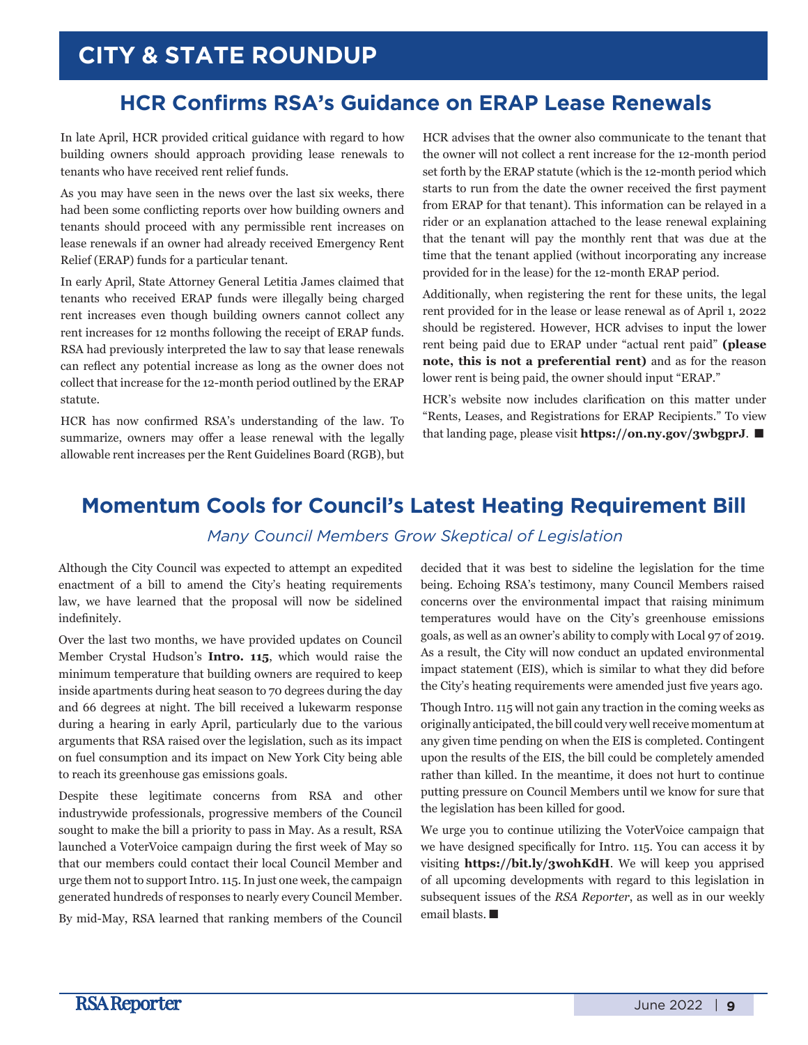# CITY & STATE ROUNDUP

## HCR Confirms RSA's Guidance on ERAP Lease Renewals

In late April, HCR provided critical guidance with regard to how building owners should approach providing lease renewals to tenants who have received rent relief funds.

As you may have seen in the news over the last six weeks, there had been some conflicting reports over how building owners and tenants should proceed with any permissible rent increases on lease renewals if an owner had already received Emergency Rent Relief (ERAP) funds for a particular tenant.

In early April, State Attorney General Letitia James claimed that tenants who received ERAP funds were illegally being charged rent increases even though building owners cannot collect any rent increases for 12 months following the receipt of ERAP funds. RSA had previously interpreted the law to say that lease renewals can reflect any potential increase as long as the owner does not collect that increase for the 12-month period outlined by the ERAP statute.

HCR has now confirmed RSA's understanding of the law. To summarize, owners may offer a lease renewal with the legally allowable rent increases per the Rent Guidelines Board (RGB), but HCR advises that the owner also communicate to the tenant that the owner will not collect a rent increase for the 12-month period set forth by the ERAP statute (which is the 12-month period which starts to run from the date the owner received the first payment from ERAP for that tenant). This information can be relayed in a rider or an explanation attached to the lease renewal explaining that the tenant will pay the monthly rent that was due at the time that the tenant applied (without incorporating any increase provided for in the lease) for the 12-month ERAP period.

Additionally, when registering the rent for these units, the legal rent provided for in the lease or lease renewal as of April 1, 2022 should be registered. However, HCR advises to input the lower rent being paid due to ERAP under "actual rent paid" **(please note, this is not a preferential rent)** and as for the reason lower rent is being paid, the owner should input "ERAP."

HCR's website now includes clarification on this matter under "Rents, Leases, and Registrations for ERAP Recipients." To view that landing page, please visit **https://on.ny.gov/3wbgprJ**. ■

## Momentum Cools for Council's Latest Heating Requirement Bill

*Many Council Members Grow Skeptical of Legislation*

Although the City Council was expected to attempt an expedited enactment of a bill to amend the City's heating requirements law, we have learned that the proposal will now be sidelined indefinitely.

Over the last two months, we have provided updates on Council Member Crystal Hudson's **Intro. 115**, which would raise the minimum temperature that building owners are required to keep inside apartments during heat season to 70 degrees during the day and 66 degrees at night. The bill received a lukewarm response during a hearing in early April, particularly due to the various arguments that RSA raised over the legislation, such as its impact on fuel consumption and its impact on New York City being able to reach its greenhouse gas emissions goals.

Despite these legitimate concerns from RSA and other industrywide professionals, progressive members of the Council sought to make the bill a priority to pass in May. As a result, RSA launched a VoterVoice campaign during the first week of May so that our members could contact their local Council Member and urge them not to support Intro. 115. In just one week, the campaign generated hundreds of responses to nearly every Council Member.

By mid-May, RSA learned that ranking members of the Council decided that it was best to sideline the legislation for the time being. Echoing RSA's testimony, many Council Members raised concerns over the environmental impact that raising minimum temperatures would have on the City's greenhouse emissions goals, as well as an owner's ability to comply with Local 97 of 2019. As a result, the City will now conduct an updated environmental impact statement (EIS), which is similar to what they did before the City's heating requirements were amended just five years ago.

Though Intro. 115 will not gain any traction in the coming weeks as originally anticipated, the bill could very well receive momentum at any given time pending on when the EIS is completed. Contingent upon the results of the EIS, the bill could be completely amended rather than killed. In the meantime, it does not hurt to continue putting pressure on Council Members until we know for sure that the legislation has been killed for good.

We urge you to continue utilizing the VoterVoice campaign that we have designed specifically for Intro. 115. You can access it by visiting **https://bit.ly/3wohKdH**. We will keep you apprised of all upcoming developments with regard to this legislation in subsequent issues of the *RSA Reporter*, as well as in our weekly email blasts. ■